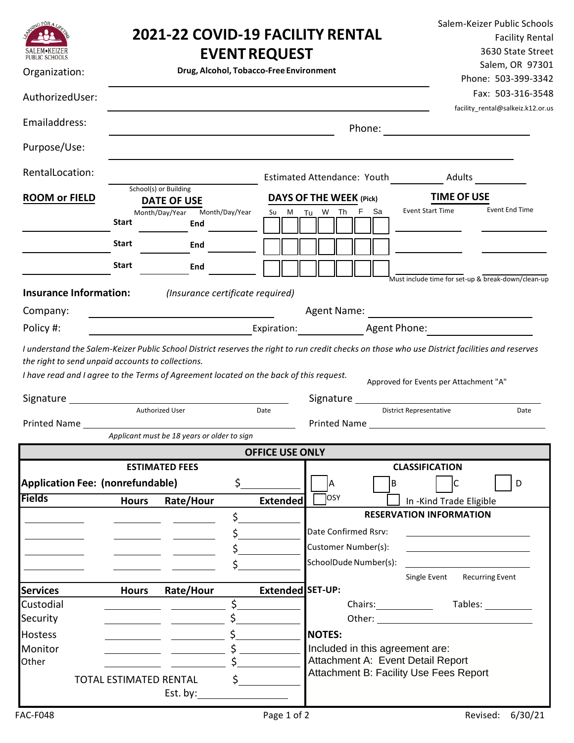# 2021-22 COVID-19 FACILITY RENTAL EVENT REQUEST

**Drug, Alcohol, Tobacco-Free Environment**

Salem-Keizer Public Schools
Facility Rental
3630 State Street
Salem, OR 97301
Phone: 503-399-3342
Fax: 503-316-3548
facility_rental@salkeiz.k12.or.us

Organization: ____________________

AuthorizedUser: ____________________

Emailaddress: ____________________ Phone: ____________________

Purpose/Use: ____________________

RentalLocation: ____________________ Estimated Attendance: Youth ________ Adults ________

School(s) or Building

| ROOM or FIELD | DATE OF USE | | DAYS OF THE WEEK (Pick) | TIME OF USE | |
|---|---|---|---|---|---|
| | Month/Day/Year | Month/Day/Year | Su M Tu W Th F Sa | Event Start Time | Event End Time |
| ________ | Start ________ | End ________ | ☐ ☐ ☐ ☐ ☐ ☐ ☐ | ________ | ________ |
| ________ | Start ________ | End ________ | ☐ ☐ ☐ ☐ ☐ ☐ ☐ | ________ | ________ |
| ________ | Start ________ | End ________ | ☐ ☐ ☐ ☐ ☐ ☐ ☐ | ________ | ________ |

Must include time for set-up & break-down/clean-up

**Insurance Information:** *(Insurance certificate required)*

Company: ____________________ Agent Name: ____________________

Policy #: ____________________ Expiration: ____________ Agent Phone: ____________________

*I understand the Salem-Keizer Public School District reserves the right to run credit checks on those who use District facilities and reserves the right to send unpaid accounts to collections.*

*I have read and I agree to the Terms of Agreement located on the back of this request.*

Approved for Events per Attachment "A"

Signature ____________________ Date ________ (Authorized User)

Signature ____________________ Date ________ (District Representative)

Printed Name ____________________

*Applicant must be 18 years or older to sign*

Printed Name ____________________

## OFFICE USE ONLY

**ESTIMATED FEES**

**Application Fee: (nonrefundable)** $________

| Fields | Hours | Rate/Hour | Extended |
|---|---|---|---|
| ________ | ________ | ________ | $________ |
| ________ | ________ | ________ | $________ |
| ________ | ________ | ________ | $________ |
| ________ | ________ | ________ | $________ |

| Services | Hours | Rate/Hour | Extended |
|---|---|---|---|
| Custodial | ________ | ________ | $________ |
| Security | ________ | ________ | $________ |
| Hostess | ________ | ________ | $________ |
| Monitor | ________ | ________ | $________ |
| Other | ________ | ________ | $________ |

TOTAL ESTIMATED RENTAL $________

Est. by: ________

**CLASSIFICATION**

☐ A ☐ B ☐ C ☐ D

☐ OSY ☐ In -Kind Trade Eligible

**RESERVATION INFORMATION**

Date Confirmed Rsrv: ____________________

Customer Number(s): ____________________

SchoolDude Number(s): ____________________

Single Event Recurring Event

**SET-UP:**

Chairs: ________ Tables: ________

Other: ____________________

**NOTES:**

Included in this agreement are:
Attachment A: Event Detail Report
Attachment B: Facility Use Fees Report

FAC-F048 Revised: 6/30/21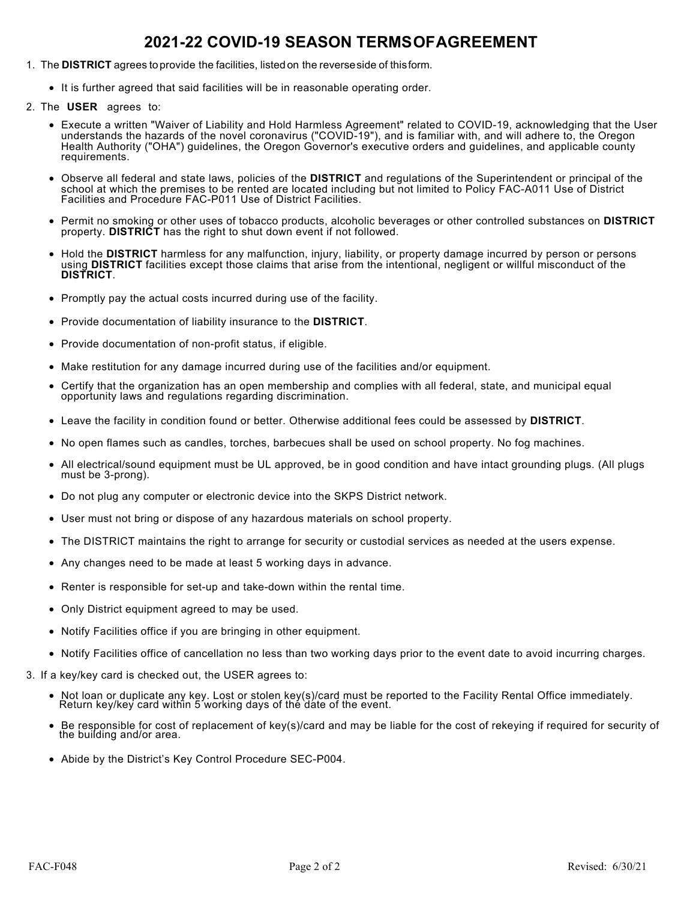# 2021-22 COVID-19 SEASON TERMS OF AGREEMENT

1. The **DISTRICT** agrees to provide the facilities, listed on the reverse side of this form.
   - It is further agreed that said facilities will be in reasonable operating order.
2. The **USER** agrees to:
   - Execute a written "Waiver of Liability and Hold Harmless Agreement" related to COVID-19, acknowledging that the User understands the hazards of the novel coronavirus ("COVID-19"), and is familiar with, and will adhere to, the Oregon Health Authority ("OHA") guidelines, the Oregon Governor's executive orders and guidelines, and applicable county requirements.
   - Observe all federal and state laws, policies of the **DISTRICT** and regulations of the Superintendent or principal of the school at which the premises to be rented are located including but not limited to Policy FAC-A011 Use of District Facilities and Procedure FAC-P011 Use of District Facilities.
   - Permit no smoking or other uses of tobacco products, alcoholic beverages or other controlled substances on **DISTRICT** property. **DISTRICT** has the right to shut down event if not followed.
   - Hold the **DISTRICT** harmless for any malfunction, injury, liability, or property damage incurred by person or persons using **DISTRICT** facilities except those claims that arise from the intentional, negligent or willful misconduct of the **DISTRICT**.
   - Promptly pay the actual costs incurred during use of the facility.
   - Provide documentation of liability insurance to the **DISTRICT**.
   - Provide documentation of non-profit status, if eligible.
   - Make restitution for any damage incurred during use of the facilities and/or equipment.
   - Certify that the organization has an open membership and complies with all federal, state, and municipal equal opportunity laws and regulations regarding discrimination.
   - Leave the facility in condition found or better. Otherwise additional fees could be assessed by **DISTRICT**.
   - No open flames such as candles, torches, barbecues shall be used on school property. No fog machines.
   - All electrical/sound equipment must be UL approved, be in good condition and have intact grounding plugs. (All plugs must be 3-prong).
   - Do not plug any computer or electronic device into the SKPS District network.
   - User must not bring or dispose of any hazardous materials on school property.
   - The DISTRICT maintains the right to arrange for security or custodial services as needed at the users expense.
   - Any changes need to be made at least 5 working days in advance.
   - Renter is responsible for set-up and take-down within the rental time.
   - Only District equipment agreed to may be used.
   - Notify Facilities office if you are bringing in other equipment.
   - Notify Facilities office of cancellation no less than two working days prior to the event date to avoid incurring charges.
3. If a key/key card is checked out, the USER agrees to:
   - Not loan or duplicate any key. Lost or stolen key(s)/card must be reported to the Facility Rental Office immediately. Return key/key card within 5 working days of the date of the event.
   - Be responsible for cost of replacement of key(s)/card and may be liable for the cost of rekeying if required for security of the building and/or area.
   - Abide by the District's Key Control Procedure SEC-P004.

FAC-F048 Revised: 6/30/21